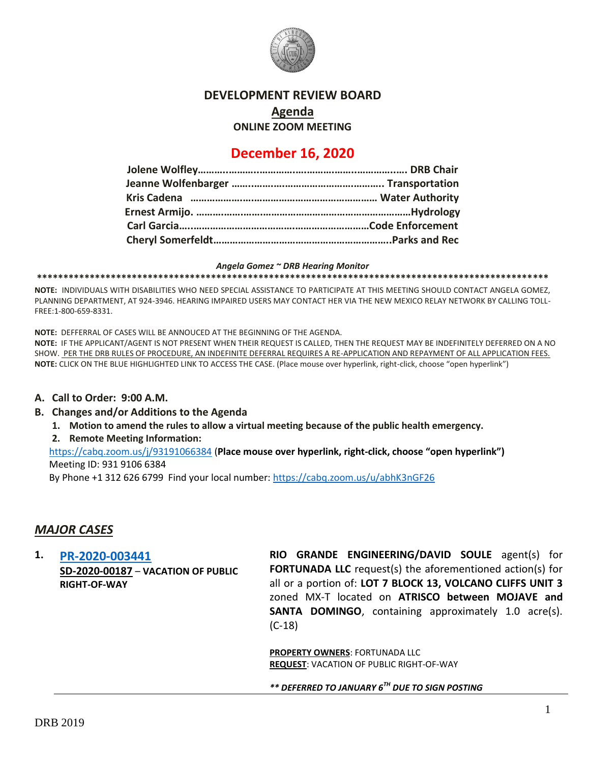# DEVELOPMENT REVIEW BOARD

## Agenda

**ONLINE ZOOM MEETING**

## December 16, 2020

**Jolene Wolfley……………………………………………………….. DRB Chair**
**Jeanne Wolfenbarger ……………………………………….. Transportation**
**Kris Cadena …………………………………………………… Water Authority**
**Ernest Armijo. ………………………………………………………Hydrology**
**Carl Garcia…………………………………………………Code Enforcement**
**Cheryl Somerfeldt…………………………………………………..Parks and Rec**

***Angela Gomez ~ DRB Hearing Monitor***

**NOTE:** INDIVIDUALS WITH DISABILITIES WHO NEED SPECIAL ASSISTANCE TO PARTICIPATE AT THIS MEETING SHOULD CONTACT ANGELA GOMEZ, PLANNING DEPARTMENT, AT 924-3946. HEARING IMPAIRED USERS MAY CONTACT HER VIA THE NEW MEXICO RELAY NETWORK BY CALLING TOLL-FREE:1-800-659-8331.

**NOTE:** DEFFERRAL OF CASES WILL BE ANNOUCED AT THE BEGINNING OF THE AGENDA.
**NOTE:** IF THE APPLICANT/AGENT IS NOT PRESENT WHEN THEIR REQUEST IS CALLED, THEN THE REQUEST MAY BE INDEFINITELY DEFERRED ON A NO SHOW. PER THE DRB RULES OF PROCEDURE, AN INDEFINITE DEFERRAL REQUIRES A RE-APPLICATION AND REPAYMENT OF ALL APPLICATION FEES.
**NOTE:** CLICK ON THE BLUE HIGHLIGHTED LINK TO ACCESS THE CASE. (Place mouse over hyperlink, right-click, choose "open hyperlink")

**A. Call to Order: 9:00 A.M.**

**B. Changes and/or Additions to the Agenda**

1. **Motion to amend the rules to allow a virtual meeting because of the public health emergency.**
2. **Remote Meeting Information:**

https://cabq.zoom.us/j/93191066384 (**Place mouse over hyperlink, right-click, choose "open hyperlink")**
Meeting ID: 931 9106 6384
By Phone +1 312 626 6799 Find your local number: https://cabq.zoom.us/u/abhK3nGF26

## *MAJOR CASES*

**1. PR-2020-003441**
**SD-2020-00187 – VACATION OF PUBLIC RIGHT-OF-WAY**

**RIO GRANDE ENGINEERING/DAVID SOULE** agent(s) for **FORTUNADA LLC** request(s) the aforementioned action(s) for all or a portion of: **LOT 7 BLOCK 13, VOLCANO CLIFFS UNIT 3** zoned MX-T located on **ATRISCO between MOJAVE and SANTA DOMINGO**, containing approximately 1.0 acre(s). (C-18)

**PROPERTY OWNERS**: FORTUNADA LLC
**REQUEST**: VACATION OF PUBLIC RIGHT-OF-WAY

***** DEFERRED TO JANUARY 6TH DUE TO SIGN POSTING***

DRB 2019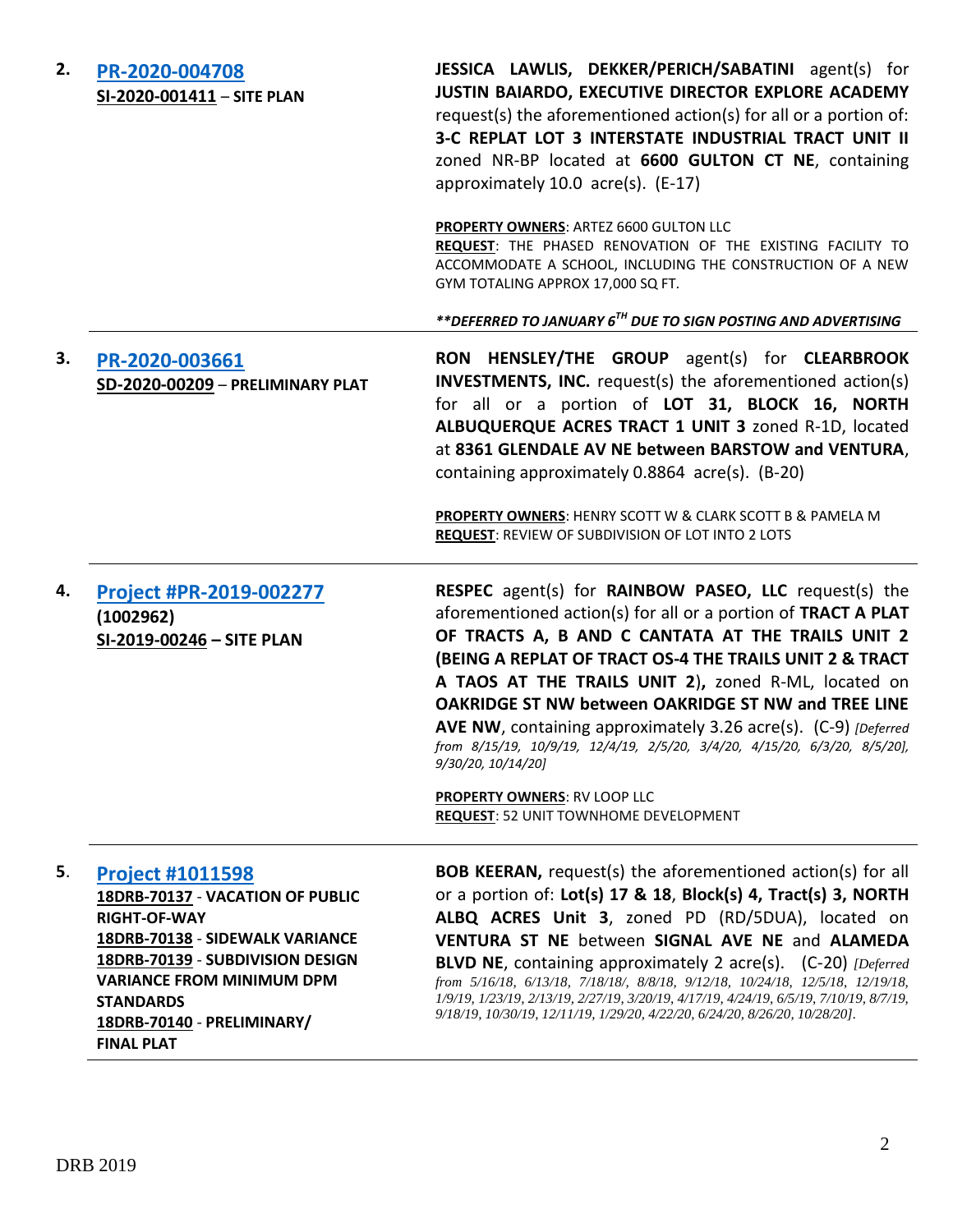| | | |
|---|---|---|
| **2.** | [**PR-2020-004708**]<br>**SI-2020-001411 – SITE PLAN** | **JESSICA LAWLIS, DEKKER/PERICH/SABATINI** agent(s) for **JUSTIN BAIARDO, EXECUTIVE DIRECTOR EXPLORE ACADEMY** request(s) the aforementioned action(s) for all or a portion of: **3-C REPLAT LOT 3 INTERSTATE INDUSTRIAL TRACT UNIT II** zoned NR-BP located at **6600 GULTON CT NE**, containing approximately 10.0 acre(s). (E-17)<br><br>**PROPERTY OWNERS**: ARTEZ 6600 GULTON LLC<br>**REQUEST**: THE PHASED RENOVATION OF THE EXISTING FACILITY TO ACCOMMODATE A SCHOOL, INCLUDING THE CONSTRUCTION OF A NEW GYM TOTALING APPROX 17,000 SQ FT.<br><br>***\*\*DEFERRED TO JANUARY 6TH DUE TO SIGN POSTING AND ADVERTISING*** |
| **3.** | [**PR-2020-003661**]<br>**SD-2020-00209 – PRELIMINARY PLAT** | **RON HENSLEY/THE GROUP** agent(s) for **CLEARBROOK INVESTMENTS, INC.** request(s) the aforementioned action(s) for all or a portion of **LOT 31, BLOCK 16, NORTH ALBUQUERQUE ACRES TRACT 1 UNIT 3** zoned R-1D, located at **8361 GLENDALE AV NE between BARSTOW and VENTURA**, containing approximately 0.8864 acre(s). (B-20)<br><br>**PROPERTY OWNERS**: HENRY SCOTT W & CLARK SCOTT B & PAMELA M<br>**REQUEST**: REVIEW OF SUBDIVISION OF LOT INTO 2 LOTS |
| **4.** | [**Project #PR-2019-002277**]<br>**(1002962)**<br>**SI-2019-00246 – SITE PLAN** | **RESPEC** agent(s) for **RAINBOW PASEO, LLC** request(s) the aforementioned action(s) for all or a portion of **TRACT A PLAT OF TRACTS A, B AND C CANTATA AT THE TRAILS UNIT 2 (BEING A REPLAT OF TRACT OS-4 THE TRAILS UNIT 2 & TRACT A TAOS AT THE TRAILS UNIT 2),** zoned R-ML, located on **OAKRIDGE ST NW between OAKRIDGE ST NW and TREE LINE AVE NW**, containing approximately 3.26 acre(s). (C-9) *[Deferred from 8/15/19, 10/9/19, 12/4/19, 2/5/20, 3/4/20, 4/15/20, 6/3/20, 8/5/20], 9/30/20, 10/14/20]*<br><br>**PROPERTY OWNERS**: RV LOOP LLC<br>**REQUEST**: 52 UNIT TOWNHOME DEVELOPMENT |
| **5.** | [**Project #1011598**]<br>**18DRB-70137** - **VACATION OF PUBLIC RIGHT-OF-WAY**<br>**18DRB-70138** - **SIDEWALK VARIANCE**<br>**18DRB-70139** - **SUBDIVISION DESIGN VARIANCE FROM MINIMUM DPM STANDARDS**<br>**18DRB-70140** - **PRELIMINARY/ FINAL PLAT** | **BOB KEERAN,** request(s) the aforementioned action(s) for all or a portion of: **Lot(s) 17 & 18**, **Block(s) 4, Tract(s) 3, NORTH ALBQ ACRES Unit 3**, zoned PD (RD/5DUA), located on **VENTURA ST NE** between **SIGNAL AVE NE** and **ALAMEDA BLVD NE**, containing approximately 2 acre(s). (C-20) *[Deferred from 5/16/18, 6/13/18, 7/18/18/, 8/8/18, 9/12/18, 10/24/18, 12/5/18, 12/19/18, 1/9/19, 1/23/19, 2/13/19, 2/27/19, 3/20/19, 4/17/19, 4/24/19, 6/5/19, 7/10/19, 8/7/19, 9/18/19, 10/30/19, 12/11/19, 1/29/20, 4/22/20, 6/24/20, 8/26/20, 10/28/20].* |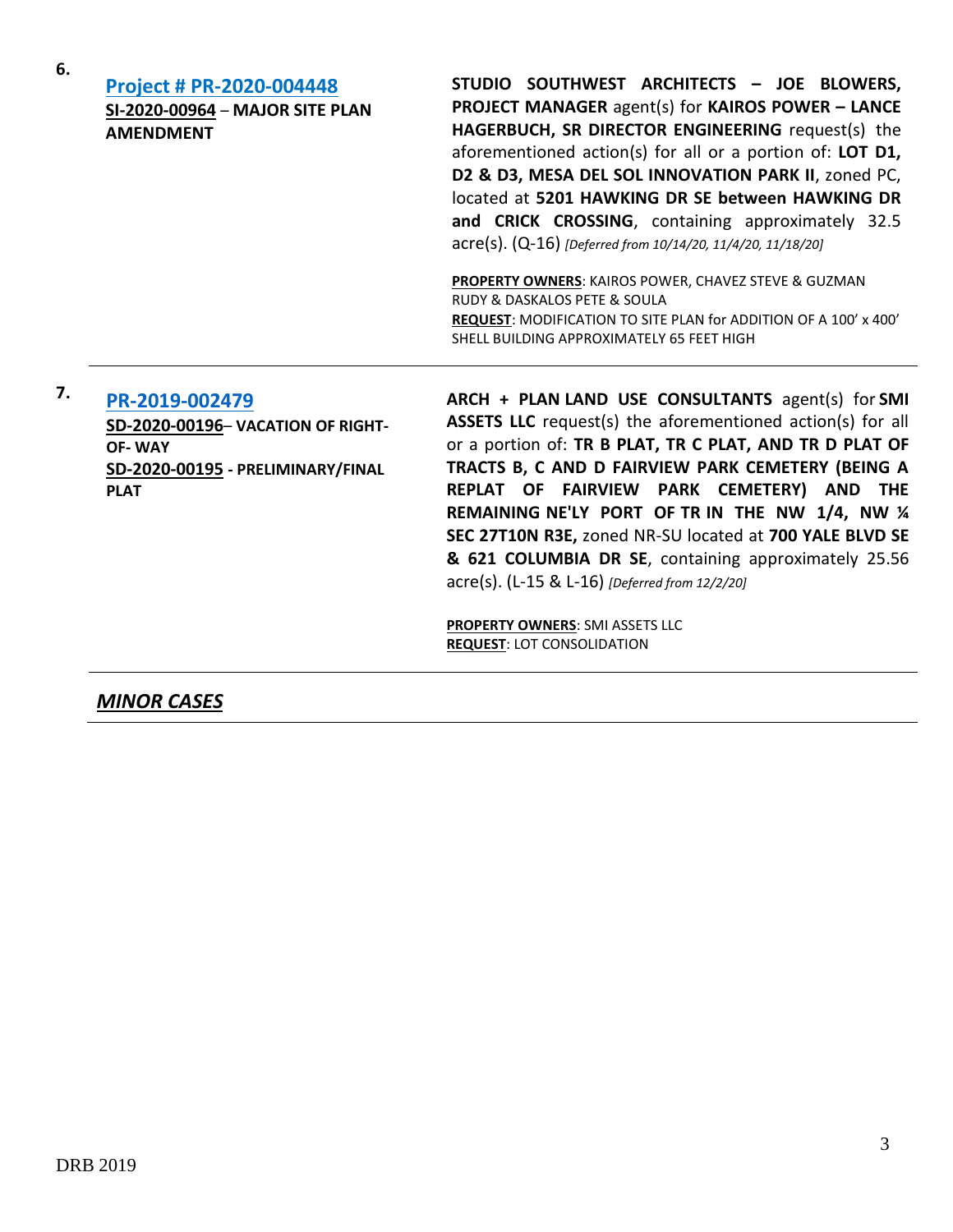6\.

| | |
|---|---|
| **Project # PR-2020-004448**<br>**SI-2020-00964** – **MAJOR SITE PLAN AMENDMENT** | **STUDIO SOUTHWEST ARCHITECTS – JOE BLOWERS, PROJECT MANAGER** agent(s) for **KAIROS POWER – LANCE HAGERBUCH, SR DIRECTOR ENGINEERING** request(s) the aforementioned action(s) for all or a portion of: **LOT D1, D2 & D3, MESA DEL SOL INNOVATION PARK II**, zoned PC, located at **5201 HAWKING DR SE between HAWKING DR and CRICK CROSSING**, containing approximately 32.5 acre(s). (Q-16) *[Deferred from 10/14/20, 11/4/20, 11/18/20]*<br><br>**PROPERTY OWNERS**: KAIROS POWER, CHAVEZ STEVE & GUZMAN RUDY & DASKALOS PETE & SOULA<br>**REQUEST**: MODIFICATION TO SITE PLAN for ADDITION OF A 100' x 400' SHELL BUILDING APPROXIMATELY 65 FEET HIGH |

7\.

| | |
|---|---|
| **PR-2019-002479**<br>**SD-2020-00196**– **VACATION OF RIGHT-OF- WAY**<br>**SD-2020-00195** - **PRELIMINARY/FINAL PLAT** | **ARCH + PLAN LAND USE CONSULTANTS** agent(s) for **SMI ASSETS LLC** request(s) the aforementioned action(s) for all or a portion of: **TR B PLAT, TR C PLAT, AND TR D PLAT OF TRACTS B, C AND D FAIRVIEW PARK CEMETERY (BEING A REPLAT OF FAIRVIEW PARK CEMETERY) AND THE REMAINING NE'LY PORT OF TR IN THE NW 1/4, NW ¼ SEC 27T10N R3E,** zoned NR-SU located at **700 YALE BLVD SE & 621 COLUMBIA DR SE**, containing approximately 25.56 acre(s). (L-15 & L-16) *[Deferred from 12/2/20]*<br><br>**PROPERTY OWNERS**: SMI ASSETS LLC<br>**REQUEST**: LOT CONSOLIDATION |

## ***MINOR CASES***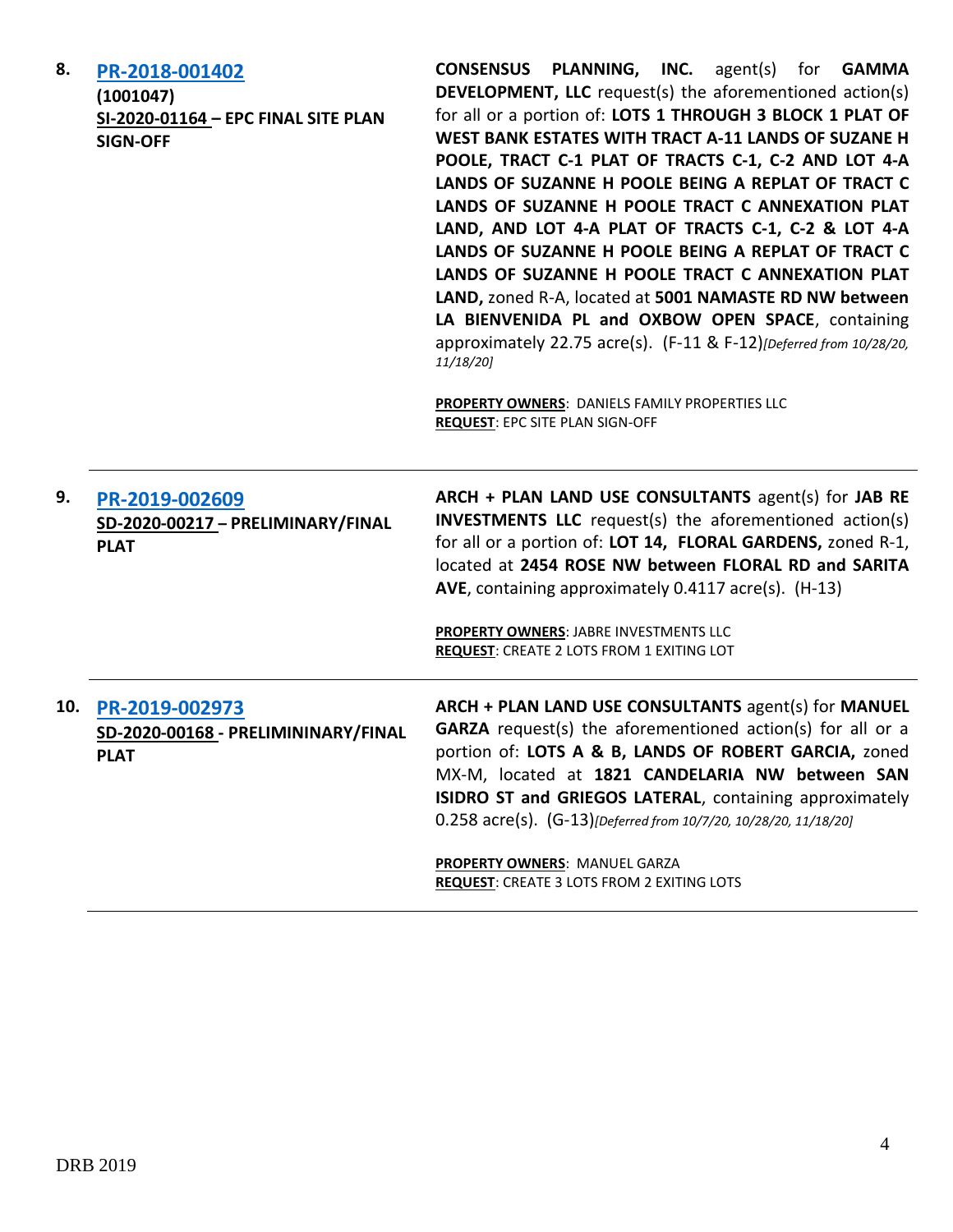| | | |
|---|---|---|
| **8.** | **PR-2018-001402**<br>**(1001047)**<br>**SI-2020-01164 – EPC FINAL SITE PLAN SIGN-OFF** | **CONSENSUS PLANNING, INC.** agent(s) for **GAMMA DEVELOPMENT, LLC** request(s) the aforementioned action(s) for all or a portion of: **LOTS 1 THROUGH 3 BLOCK 1 PLAT OF WEST BANK ESTATES WITH TRACT A-11 LANDS OF SUZANE H POOLE, TRACT C-1 PLAT OF TRACTS C-1, C-2 AND LOT 4-A LANDS OF SUZANNE H POOLE BEING A REPLAT OF TRACT C LANDS OF SUZANNE H POOLE TRACT C ANNEXATION PLAT LAND, AND LOT 4-A PLAT OF TRACTS C-1, C-2 & LOT 4-A LANDS OF SUZANNE H POOLE BEING A REPLAT OF TRACT C LANDS OF SUZANNE H POOLE TRACT C ANNEXATION PLAT LAND,** zoned R-A, located at **5001 NAMASTE RD NW between LA BIENVENIDA PL and OXBOW OPEN SPACE**, containing approximately 22.75 acre(s). (F-11 & F-12)*[Deferred from 10/28/20, 11/18/20]*<br><br>**PROPERTY OWNERS**: DANIELS FAMILY PROPERTIES LLC<br>**REQUEST**: EPC SITE PLAN SIGN-OFF |
| **9.** | **PR-2019-002609**<br>**SD-2020-00217 – PRELIMINARY/FINAL PLAT** | **ARCH + PLAN LAND USE CONSULTANTS** agent(s) for **JAB RE INVESTMENTS LLC** request(s) the aforementioned action(s) for all or a portion of: **LOT 14, FLORAL GARDENS,** zoned R-1, located at **2454 ROSE NW between FLORAL RD and SARITA AVE**, containing approximately 0.4117 acre(s). (H-13)<br><br>**PROPERTY OWNERS**: JABRE INVESTMENTS LLC<br>**REQUEST**: CREATE 2 LOTS FROM 1 EXITING LOT |
| **10.** | **PR-2019-002973**<br>**SD-2020-00168 - PRELIMININARY/FINAL PLAT** | **ARCH + PLAN LAND USE CONSULTANTS** agent(s) for **MANUEL GARZA** request(s) the aforementioned action(s) for all or a portion of: **LOTS A & B, LANDS OF ROBERT GARCIA,** zoned MX-M, located at **1821 CANDELARIA NW between SAN ISIDRO ST and GRIEGOS LATERAL**, containing approximately 0.258 acre(s). (G-13)*[Deferred from 10/7/20, 10/28/20, 11/18/20]*<br><br>**PROPERTY OWNERS**: MANUEL GARZA<br>**REQUEST**: CREATE 3 LOTS FROM 2 EXITING LOTS |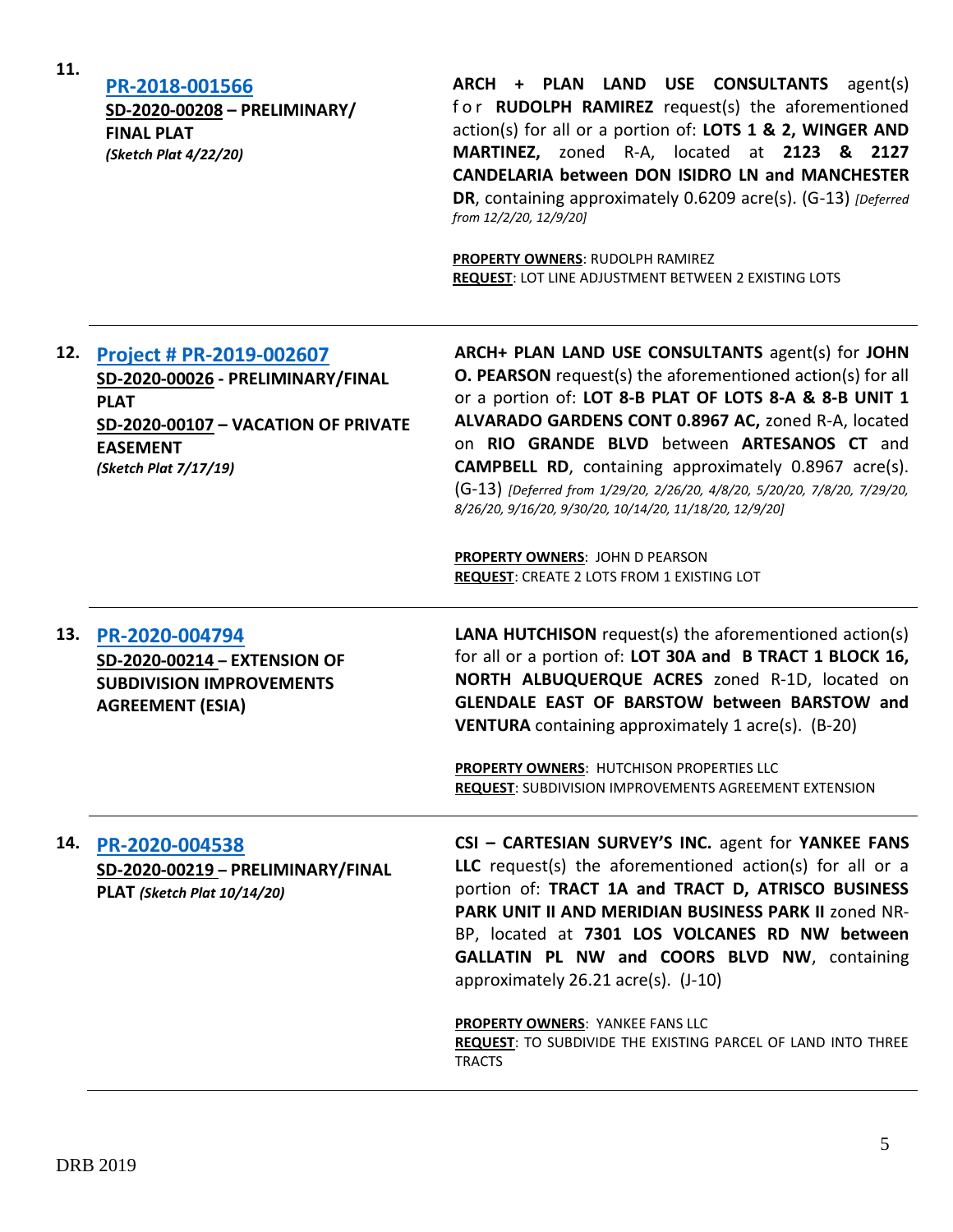**11.** **PR-2018-001566**
**SD-2020-00208 – PRELIMINARY/ FINAL PLAT**
***(Sketch Plat 4/22/20)***

**ARCH + PLAN LAND USE CONSULTANTS** agent(s) for **RUDOLPH RAMIREZ** request(s) the aforementioned action(s) for all or a portion of: **LOTS 1 & 2, WINGER AND MARTINEZ,** zoned R-A, located at **2123 & 2127 CANDELARIA between DON ISIDRO LN and MANCHESTER DR**, containing approximately 0.6209 acre(s). (G-13) *[Deferred from 12/2/20, 12/9/20]*

**PROPERTY OWNERS**: RUDOLPH RAMIREZ
**REQUEST**: LOT LINE ADJUSTMENT BETWEEN 2 EXISTING LOTS

---

**12.** **Project # PR-2019-002607**
**SD-2020-00026 - PRELIMINARY/FINAL PLAT**
**SD-2020-00107 – VACATION OF PRIVATE EASEMENT**
***(Sketch Plat 7/17/19)***

**ARCH+ PLAN LAND USE CONSULTANTS** agent(s) for **JOHN O. PEARSON** request(s) the aforementioned action(s) for all or a portion of: **LOT 8-B PLAT OF LOTS 8-A & 8-B UNIT 1 ALVARADO GARDENS CONT 0.8967 AC,** zoned R-A, located on **RIO GRANDE BLVD** between **ARTESANOS CT** and **CAMPBELL RD**, containing approximately 0.8967 acre(s). (G-13) *[Deferred from 1/29/20, 2/26/20, 4/8/20, 5/20/20, 7/8/20, 7/29/20, 8/26/20, 9/16/20, 9/30/20, 10/14/20, 11/18/20, 12/9/20]*

**PROPERTY OWNERS**: JOHN D PEARSON
**REQUEST**: CREATE 2 LOTS FROM 1 EXISTING LOT

---

**13.** **PR-2020-004794**
**SD-2020-00214 – EXTENSION OF SUBDIVISION IMPROVEMENTS AGREEMENT (ESIA)**

**LANA HUTCHISON** request(s) the aforementioned action(s) for all or a portion of: **LOT 30A and B TRACT 1 BLOCK 16, NORTH ALBUQUERQUE ACRES** zoned R-1D, located on **GLENDALE EAST OF BARSTOW between BARSTOW and VENTURA** containing approximately 1 acre(s). (B-20)

**PROPERTY OWNERS**: HUTCHISON PROPERTIES LLC
**REQUEST**: SUBDIVISION IMPROVEMENTS AGREEMENT EXTENSION

---

**14.** **PR-2020-004538**
**SD-2020-00219 – PRELIMINARY/FINAL PLAT** ***(Sketch Plat 10/14/20)***

**CSI – CARTESIAN SURVEY'S INC.** agent for **YANKEE FANS LLC** request(s) the aforementioned action(s) for all or a portion of: **TRACT 1A and TRACT D, ATRISCO BUSINESS PARK UNIT II AND MERIDIAN BUSINESS PARK II** zoned NR-BP, located at **7301 LOS VOLCANES RD NW between GALLATIN PL NW and COORS BLVD NW**, containing approximately 26.21 acre(s). (J-10)

**PROPERTY OWNERS**: YANKEE FANS LLC
**REQUEST**: TO SUBDIVIDE THE EXISTING PARCEL OF LAND INTO THREE TRACTS

---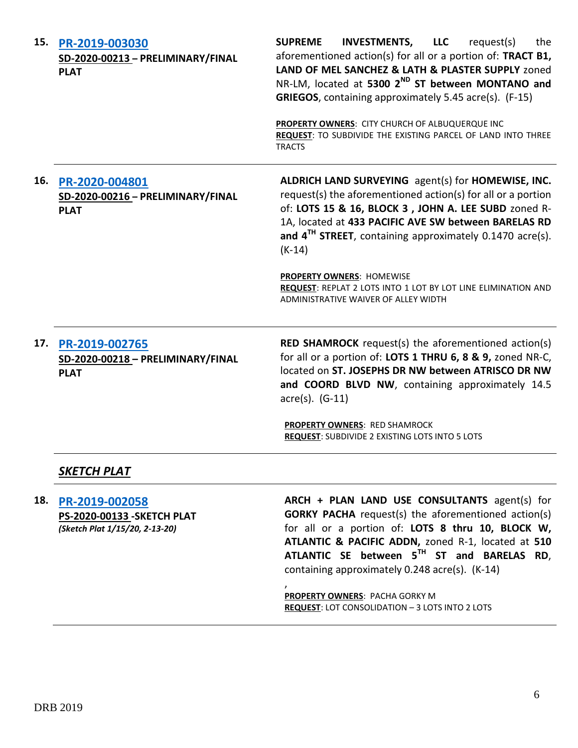**15. PR-2019-003030**
**SD-2020-00213 – PRELIMINARY/FINAL PLAT**

**SUPREME INVESTMENTS, LLC** request(s) the aforementioned action(s) for all or a portion of: **TRACT B1, LAND OF MEL SANCHEZ & LATH & PLASTER SUPPLY** zoned NR-LM, located at **5300 2ND ST between MONTANO and GRIEGOS**, containing approximately 5.45 acre(s). (F-15)

**PROPERTY OWNERS**: CITY CHURCH OF ALBUQUERQUE INC
**REQUEST**: TO SUBDIVIDE THE EXISTING PARCEL OF LAND INTO THREE TRACTS

---

**16. PR-2020-004801**
**SD-2020-00216 – PRELIMINARY/FINAL PLAT**

**ALDRICH LAND SURVEYING** agent(s) for **HOMEWISE, INC.** request(s) the aforementioned action(s) for all or a portion of: **LOTS 15 & 16, BLOCK 3 , JOHN A. LEE SUBD** zoned R-1A, located at **433 PACIFIC AVE SW between BARELAS RD and 4TH STREET**, containing approximately 0.1470 acre(s). (K-14)

**PROPERTY OWNERS**: HOMEWISE
**REQUEST**: REPLAT 2 LOTS INTO 1 LOT BY LOT LINE ELIMINATION AND ADMINISTRATIVE WAIVER OF ALLEY WIDTH

---

**17. PR-2019-002765**
**SD-2020-00218 – PRELIMINARY/FINAL PLAT**

**RED SHAMROCK** request(s) the aforementioned action(s) for all or a portion of: **LOTS 1 THRU 6, 8 & 9,** zoned NR-C, located on **ST. JOSEPHS DR NW between ATRISCO DR NW and COORD BLVD NW**, containing approximately 14.5 acre(s). (G-11)

**PROPERTY OWNERS**: RED SHAMROCK
**REQUEST**: SUBDIVIDE 2 EXISTING LOTS INTO 5 LOTS

---

## ***SKETCH PLAT***

---

**18. PR-2019-002058**
**PS-2020-00133 -SKETCH PLAT**
***(Sketch Plat 1/15/20, 2-13-20)***

**ARCH + PLAN LAND USE CONSULTANTS** agent(s) for **GORKY PACHA** request(s) the aforementioned action(s) for all or a portion of: **LOTS 8 thru 10, BLOCK W, ATLANTIC & PACIFIC ADDN,** zoned R-1, located at **510 ATLANTIC SE between 5TH ST and BARELAS RD**, containing approximately 0.248 acre(s). (K-14)

,

**PROPERTY OWNERS**: PACHA GORKY M
**REQUEST**: LOT CONSOLIDATION – 3 LOTS INTO 2 LOTS

---

DRB 2019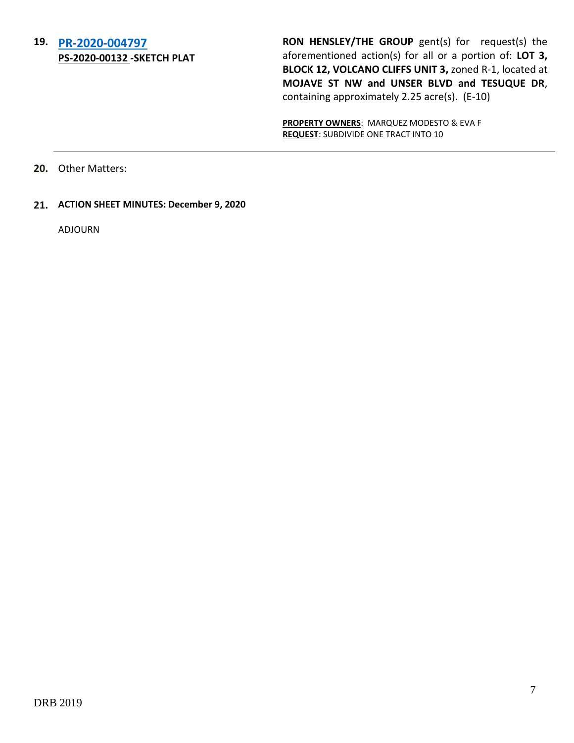**19.** **PR-2020-004797**
**PS-2020-00132 -SKETCH PLAT**

**RON HENSLEY/THE GROUP** gent(s) for request(s) the aforementioned action(s) for all or a portion of: **LOT 3, BLOCK 12, VOLCANO CLIFFS UNIT 3,** zoned R-1, located at **MOJAVE ST NW and UNSER BLVD and TESUQUE DR**, containing approximately 2.25 acre(s). (E-10)

**PROPERTY OWNERS**: MARQUEZ MODESTO & EVA F
**REQUEST**: SUBDIVIDE ONE TRACT INTO 10

---

**20.** Other Matters:

**21.** **ACTION SHEET MINUTES: December 9, 2020**

ADJOURN

DRB 2019